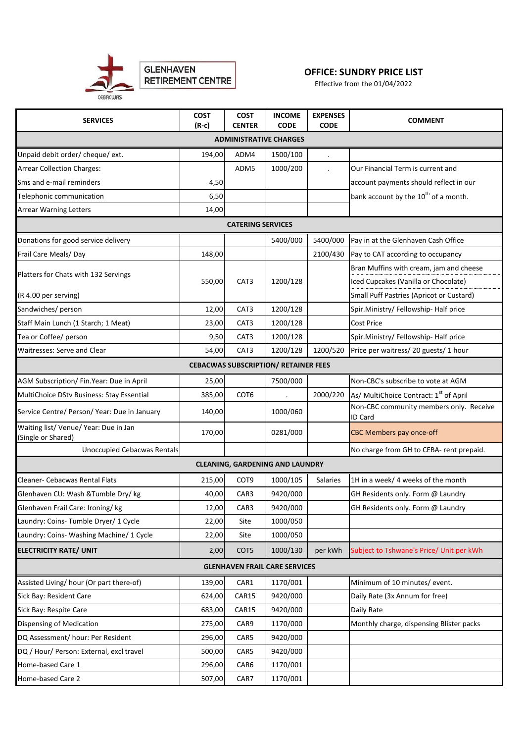GLENHAVEN RETIREMENT CENTRE

CEBACWAS

## OFFICE: SUNDRY PRICE LIST

Effective from the 01/04/2022

| SERVICES | COST (R-c) | COST CENTER | INCOME CODE | EXPENSES CODE | COMMENT |
|---|---|---|---|---|---|
| **ADMINISTRATIVE CHARGES** | | | | | |
| Unpaid debit order/ cheque/ ext. | 194,00 | ADM4 | 1500/100 | . | |
| Arrear Collection Charges: | | ADM5 | 1000/200 | . | Our Financial Term is current and |
| Sms and e-mail reminders | 4,50 | | | | account payments should reflect in our |
| Telephonic communication | 6,50 | | | | bank account by the 10th of a month. |
| Arrear Warning Letters | 14,00 | | | | |
| **CATERING SERVICES** | | | | | |
| Donations for good service delivery | | | 5400/000 | 5400/000 | Pay in at the Glenhaven Cash Office |
| Frail Care Meals/ Day | 148,00 | | | 2100/430 | Pay to CAT according to occupancy |
| Platters for Chats with 132 Servings (R 4.00 per serving) | 550,00 | CAT3 | 1200/128 | | Bran Muffins with cream, jam and cheese; Iced Cupcakes (Vanilla or Chocolate); Small Puff Pastries (Apricot or Custard) |
| Sandwiches/ person | 12,00 | CAT3 | 1200/128 | | Spir.Ministry/ Fellowship- Half price |
| Staff Main Lunch (1 Starch; 1 Meat) | 23,00 | CAT3 | 1200/128 | | Cost Price |
| Tea or Coffee/ person | 9,50 | CAT3 | 1200/128 | | Spir.Ministry/ Fellowship- Half price |
| Waitresses: Serve and Clear | 54,00 | CAT3 | 1200/128 | 1200/520 | Price per waitress/ 20 guests/ 1 hour |
| **CEBACWAS SUBSCRIPTION/ RETAINER FEES** | | | | | |
| AGM Subscription/ Fin.Year: Due in April | 25,00 | | 7500/000 | | Non-CBC's subscribe to vote at AGM |
| MultiChoice DStv Business: Stay Essential | 385,00 | COT6 | . | 2000/220 | As/ MultiChoice Contract: 1st of April |
| Service Centre/ Person/ Year: Due in January | 140,00 | | 1000/060 | | Non-CBC community members only. Receive ID Card |
| Waiting list/ Venue/ Year: Due in Jan (Single or Shared) | 170,00 | | 0281/000 | | CBC Members pay once-off |
| Unoccupied Cebacwas Rentals | | | | | No charge from GH to CEBA- rent prepaid. |
| **CLEANING, GARDENING AND LAUNDRY** | | | | | |
| Cleaner- Cebacwas Rental Flats | 215,00 | COT9 | 1000/105 | Salaries | 1H in a week/ 4 weeks of the month |
| Glenhaven CU: Wash &Tumble Dry/ kg | 40,00 | CAR3 | 9420/000 | | GH Residents only. Form @ Laundry |
| Glenhaven Frail Care: Ironing/ kg | 12,00 | CAR3 | 9420/000 | | GH Residents only. Form @ Laundry |
| Laundry: Coins- Tumble Dryer/ 1 Cycle | 22,00 | Site | 1000/050 | | |
| Laundry: Coins- Washing Machine/ 1 Cycle | 22,00 | Site | 1000/050 | | |
| **ELECTRICITY RATE/ UNIT** | 2,00 | COT5 | 1000/130 | per kWh | Subject to Tshwane's Price/ Unit per kWh |
| **GLENHAVEN FRAIL CARE SERVICES** | | | | | |
| Assisted Living/ hour (Or part there-of) | 139,00 | CAR1 | 1170/001 | | Minimum of 10 minutes/ event. |
| Sick Bay: Resident Care | 624,00 | CAR15 | 9420/000 | | Daily Rate (3x Annum for free) |
| Sick Bay: Respite Care | 683,00 | CAR15 | 9420/000 | | Daily Rate |
| Dispensing of Medication | 275,00 | CAR9 | 1170/000 | | Monthly charge, dispensing Blister packs |
| DQ Assessment/ hour: Per Resident | 296,00 | CAR5 | 9420/000 | | |
| DQ / Hour/ Person: External, excl travel | 500,00 | CAR5 | 9420/000 | | |
| Home-based Care 1 | 296,00 | CAR6 | 1170/001 | | |
| Home-based Care 2 | 507,00 | CAR7 | 1170/001 | | |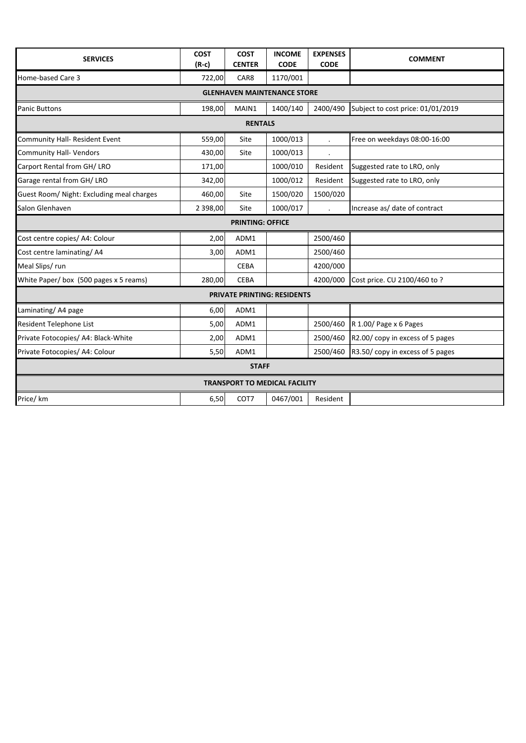| SERVICES | COST (R-c) | COST CENTER | INCOME CODE | EXPENSES CODE | COMMENT |
|---|---|---|---|---|---|
| Home-based Care 3 | 722,00 | CAR8 | 1170/001 | | |
| **GLENHAVEN MAINTENANCE STORE** | | | | | |
| Panic Buttons | 198,00 | MAIN1 | 1400/140 | 2400/490 | Subject to cost price: 01/01/2019 |
| **RENTALS** | | | | | |
| Community Hall- Resident Event | 559,00 | Site | 1000/013 | . | Free on weekdays 08:00-16:00 |
| Community Hall- Vendors | 430,00 | Site | 1000/013 | . | |
| Carport Rental from GH/ LRO | 171,00 | | 1000/010 | Resident | Suggested rate to LRO, only |
| Garage rental from GH/ LRO | 342,00 | | 1000/012 | Resident | Suggested rate to LRO, only |
| Guest Room/ Night: Excluding meal charges | 460,00 | Site | 1500/020 | 1500/020 | |
| Salon Glenhaven | 2 398,00 | Site | 1000/017 | . | Increase as/ date of contract |
| **PRINTING: OFFICE** | | | | | |
| Cost centre copies/ A4: Colour | 2,00 | ADM1 | | 2500/460 | |
| Cost centre laminating/ A4 | 3,00 | ADM1 | | 2500/460 | |
| Meal Slips/ run | | CEBA | | 4200/000 | |
| White Paper/ box (500 pages x 5 reams) | 280,00 | CEBA | | 4200/000 | Cost price. CU 2100/460 to ? |
| **PRIVATE PRINTING: RESIDENTS** | | | | | |
| Laminating/ A4 page | 6,00 | ADM1 | | | |
| Resident Telephone List | 5,00 | ADM1 | | 2500/460 | R 1.00/ Page x 6 Pages |
| Private Fotocopies/ A4: Black-White | 2,00 | ADM1 | | 2500/460 | R2.00/ copy in excess of 5 pages |
| Private Fotocopies/ A4: Colour | 5,50 | ADM1 | | 2500/460 | R3.50/ copy in excess of 5 pages |
| **STAFF** | | | | | |
| **TRANSPORT TO MEDICAL FACILITY** | | | | | |
| Price/ km | 6,50 | COT7 | 0467/001 | Resident | |